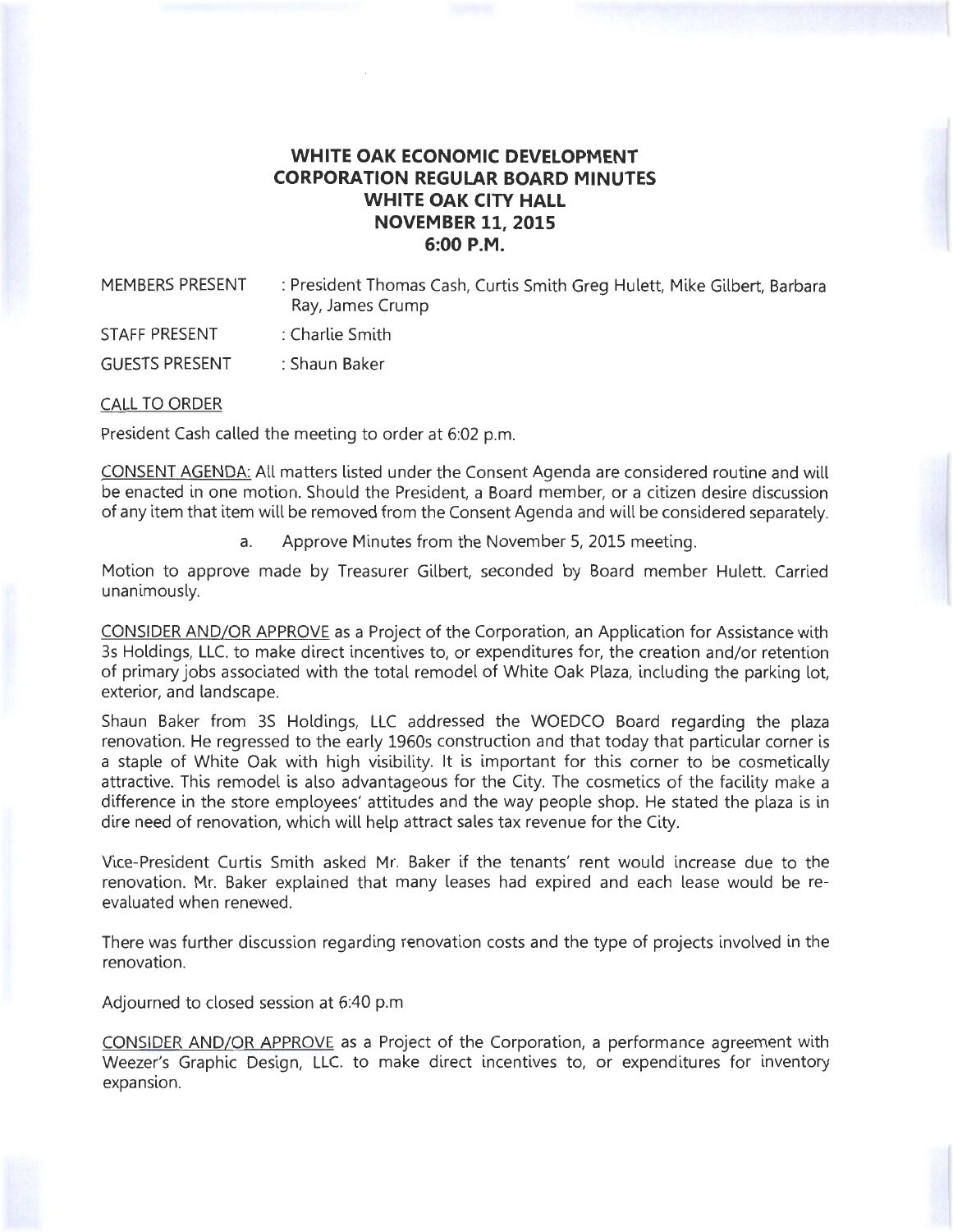# WHITE OAK ECONOMIC DEVELOPMENT CORPORATION REGULAR BOARD MINUTES
# WHITE OAK CITY HALL
# NOVEMBER 11, 2015
# 6:00 P.M.

| | |
|---|---|
| MEMBERS PRESENT | : President Thomas Cash, Curtis Smith Greg Hulett, Mike Gilbert, Barbara Ray, James Crump |
| STAFF PRESENT | : Charlie Smith |
| GUESTS PRESENT | : Shaun Baker |

CALL TO ORDER

President Cash called the meeting to order at 6:02 p.m.

CONSENT AGENDA: All matters listed under the Consent Agenda are considered routine and will be enacted in one motion. Should the President, a Board member, or a citizen desire discussion of any item that item will be removed from the Consent Agenda and will be considered separately.

a. Approve Minutes from the November 5, 2015 meeting.

Motion to approve made by Treasurer Gilbert, seconded by Board member Hulett. Carried unanimously.

CONSIDER AND/OR APPROVE as a Project of the Corporation, an Application for Assistance with 3s Holdings, LLC. to make direct incentives to, or expenditures for, the creation and/or retention of primary jobs associated with the total remodel of White Oak Plaza, including the parking lot, exterior, and landscape.

Shaun Baker from 3S Holdings, LLC addressed the WOEDCO Board regarding the plaza renovation. He regressed to the early 1960s construction and that today that particular corner is a staple of White Oak with high visibility. It is important for this corner to be cosmetically attractive. This remodel is also advantageous for the City. The cosmetics of the facility make a difference in the store employees' attitudes and the way people shop. He stated the plaza is in dire need of renovation, which will help attract sales tax revenue for the City.

Vice-President Curtis Smith asked Mr. Baker if the tenants' rent would increase due to the renovation. Mr. Baker explained that many leases had expired and each lease would be re-evaluated when renewed.

There was further discussion regarding renovation costs and the type of projects involved in the renovation.

Adjourned to closed session at 6:40 p.m

CONSIDER AND/OR APPROVE as a Project of the Corporation, a performance agreement with Weezer's Graphic Design, LLC. to make direct incentives to, or expenditures for inventory expansion.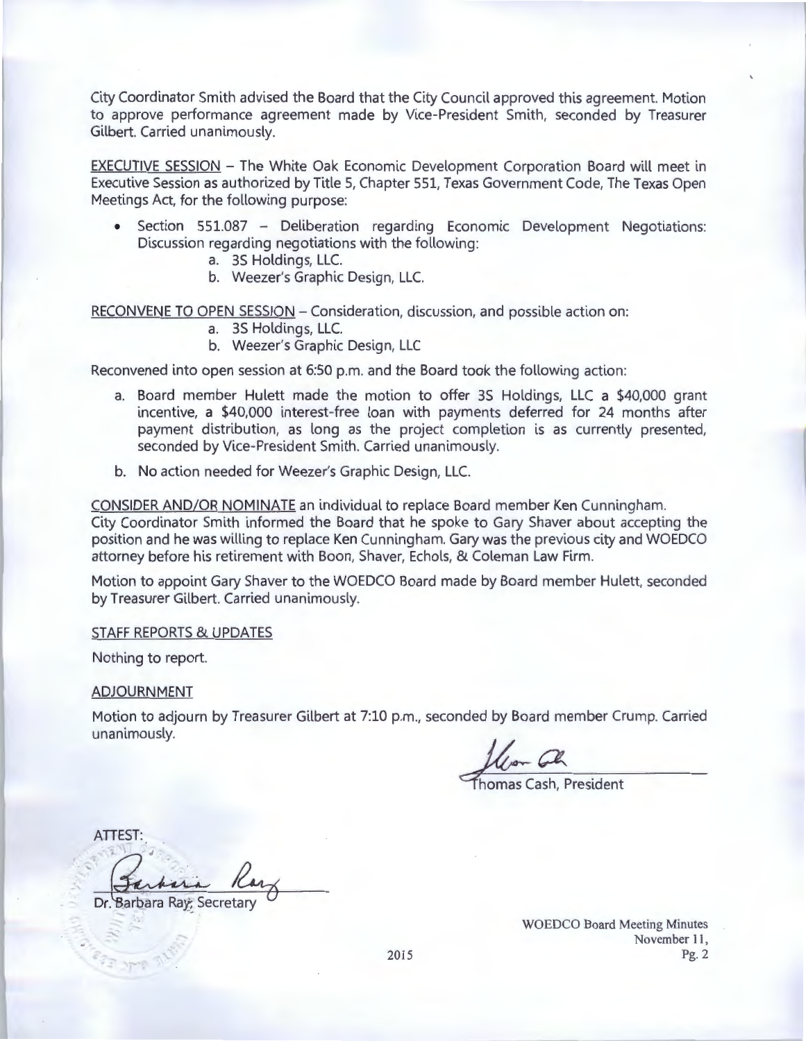City Coordinator Smith advised the Board that the City Council approved this agreement. Motion to approve performance agreement made by Vice-President Smith, seconded by Treasurer Gilbert. Carried unanimously.

EXECUTIVE SESSION – The White Oak Economic Development Corporation Board will meet in Executive Session as authorized by Title 5, Chapter 551, Texas Government Code, The Texas Open Meetings Act, for the following purpose:

- Section 551.087 – Deliberation regarding Economic Development Negotiations: Discussion regarding negotiations with the following:
  a. 3S Holdings, LLC.
  b. Weezer's Graphic Design, LLC.

RECONVENE TO OPEN SESSION – Consideration, discussion, and possible action on:

a. 3S Holdings, LLC.
b. Weezer's Graphic Design, LLC

Reconvened into open session at 6:50 p.m. and the Board took the following action:

a. Board member Hulett made the motion to offer 3S Holdings, LLC a $40,000 grant incentive, a $40,000 interest-free loan with payments deferred for 24 months after payment distribution, as long as the project completion is as currently presented, seconded by Vice-President Smith. Carried unanimously.
b. No action needed for Weezer's Graphic Design, LLC.

CONSIDER AND/OR NOMINATE an individual to replace Board member Ken Cunningham.
City Coordinator Smith informed the Board that he spoke to Gary Shaver about accepting the position and he was willing to replace Ken Cunningham. Gary was the previous city and WOEDCO attorney before his retirement with Boon, Shaver, Echols, & Coleman Law Firm.

Motion to appoint Gary Shaver to the WOEDCO Board made by Board member Hulett, seconded by Treasurer Gilbert. Carried unanimously.

STAFF REPORTS & UPDATES

Nothing to report.

ADJOURNMENT

Motion to adjourn by Treasurer Gilbert at 7:10 p.m., seconded by Board member Crump. Carried unanimously.

Thomas Cash, President

ATTEST:

Dr. Barbara Ray, Secretary

WOEDCO Board Meeting Minutes
November 11, 2015